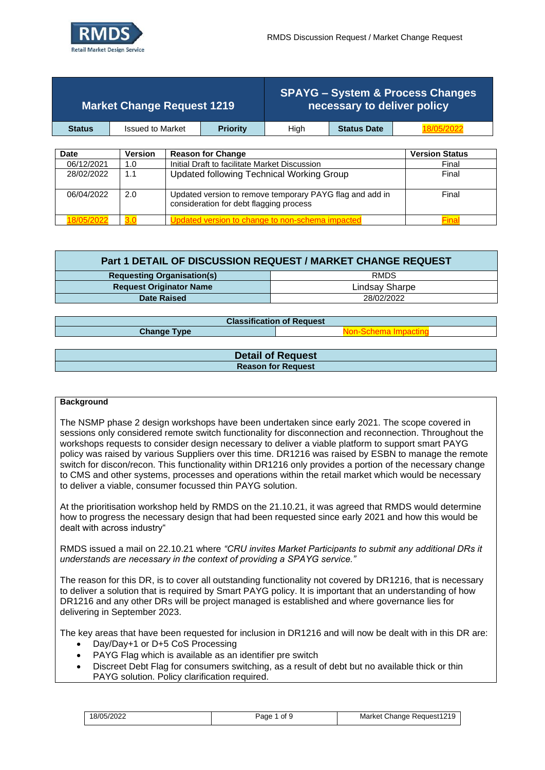| Market Change Request 1219 | | SPAYG – System & Process Changes necessary to deliver policy | | | |
|---|---|---|---|---|---|
| **Status** | Issued to Market | **Priority** | High | **Status Date** | 18/05/2022 |

| Date | Version | Reason for Change | Version Status |
|---|---|---|---|
| 06/12/2021 | 1.0 | Initial Draft to facilitate Market Discussion | Final |
| 28/02/2022 | 1.1 | Updated following Technical Working Group | Final |
| 06/04/2022 | 2.0 | Updated version to remove temporary PAYG flag and add in consideration for debt flagging process | Final |
| 18/05/2022 | 3.0 | Updated version to change to non-schema impacted | Final |

## Part 1 DETAIL OF DISCUSSION REQUEST / MARKET CHANGE REQUEST

| | |
|---|---|
| **Requesting Organisation(s)** | RMDS |
| **Request Originator Name** | Lindsay Sharpe |
| **Date Raised** | 28/02/2022 |

| Classification of Request | |
|---|---|
| **Change Type** | Non-Schema Impacting |

## Detail of Request

### Reason for Request

**Background**

The NSMP phase 2 design workshops have been undertaken since early 2021. The scope covered in sessions only considered remote switch functionality for disconnection and reconnection. Throughout the workshops requests to consider design necessary to deliver a viable platform to support smart PAYG policy was raised by various Suppliers over this time. DR1216 was raised by ESBN to manage the remote switch for discon/recon. This functionality within DR1216 only provides a portion of the necessary change to CMS and other systems, processes and operations within the retail market which would be necessary to deliver a viable, consumer focussed thin PAYG solution.

At the prioritisation workshop held by RMDS on the 21.10.21, it was agreed that RMDS would determine how to progress the necessary design that had been requested since early 2021 and how this would be dealt with across industry"

RMDS issued a mail on 22.10.21 where *"CRU invites Market Participants to submit any additional DRs it understands are necessary in the context of providing a SPAYG service."*

The reason for this DR, is to cover all outstanding functionality not covered by DR1216, that is necessary to deliver a solution that is required by Smart PAYG policy. It is important that an understanding of how DR1216 and any other DRs will be project managed is established and where governance lies for delivering in September 2023.

The key areas that have been requested for inclusion in DR1216 and will now be dealt with in this DR are:

- Day/Day+1 or D+5 CoS Processing
- PAYG Flag which is available as an identifier pre switch
- Discreet Debt Flag for consumers switching, as a result of debt but no available thick or thin PAYG solution. Policy clarification required.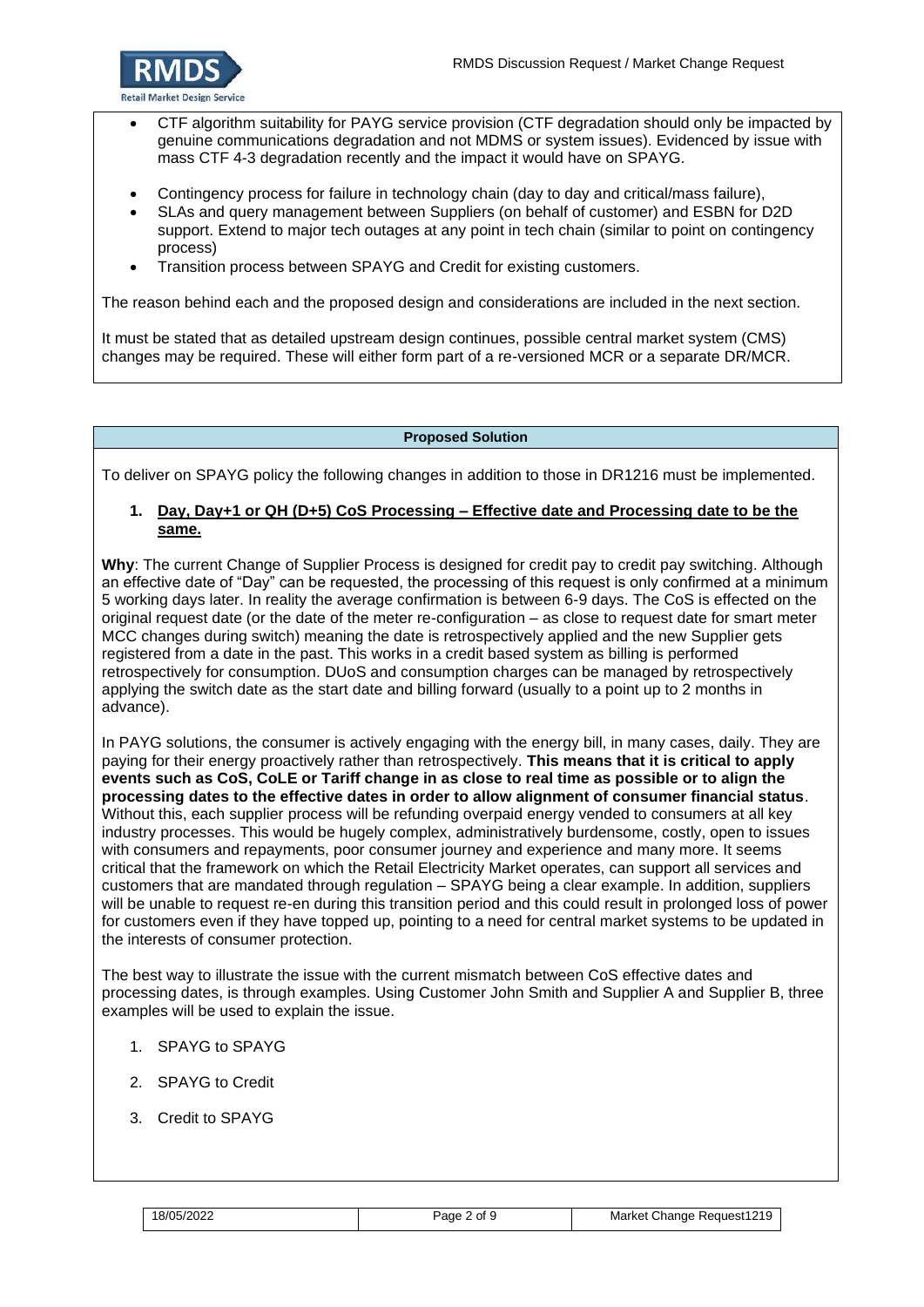- CTF algorithm suitability for PAYG service provision (CTF degradation should only be impacted by genuine communications degradation and not MDMS or system issues). Evidenced by issue with mass CTF 4-3 degradation recently and the impact it would have on SPAYG.
- Contingency process for failure in technology chain (day to day and critical/mass failure),
- SLAs and query management between Suppliers (on behalf of customer) and ESBN for D2D support. Extend to major tech outages at any point in tech chain (similar to point on contingency process)
- Transition process between SPAYG and Credit for existing customers.

The reason behind each and the proposed design and considerations are included in the next section.

It must be stated that as detailed upstream design continues, possible central market system (CMS) changes may be required. These will either form part of a re-versioned MCR or a separate DR/MCR.

**Proposed Solution**

To deliver on SPAYG policy the following changes in addition to those in DR1216 must be implemented.

1. **Day, Day+1 or QH (D+5) CoS Processing – Effective date and Processing date to be the same.**

**Why**: The current Change of Supplier Process is designed for credit pay to credit pay switching. Although an effective date of "Day" can be requested, the processing of this request is only confirmed at a minimum 5 working days later. In reality the average confirmation is between 6-9 days. The CoS is effected on the original request date (or the date of the meter re-configuration – as close to request date for smart meter MCC changes during switch) meaning the date is retrospectively applied and the new Supplier gets registered from a date in the past. This works in a credit based system as billing is performed retrospectively for consumption. DUoS and consumption charges can be managed by retrospectively applying the switch date as the start date and billing forward (usually to a point up to 2 months in advance).

In PAYG solutions, the consumer is actively engaging with the energy bill, in many cases, daily. They are paying for their energy proactively rather than retrospectively. **This means that it is critical to apply events such as CoS, CoLE or Tariff change in as close to real time as possible or to align the processing dates to the effective dates in order to allow alignment of consumer financial status**. Without this, each supplier process will be refunding overpaid energy vended to consumers at all key industry processes. This would be hugely complex, administratively burdensome, costly, open to issues with consumers and repayments, poor consumer journey and experience and many more. It seems critical that the framework on which the Retail Electricity Market operates, can support all services and customers that are mandated through regulation – SPAYG being a clear example. In addition, suppliers will be unable to request re-en during this transition period and this could result in prolonged loss of power for customers even if they have topped up, pointing to a need for central market systems to be updated in the interests of consumer protection.

The best way to illustrate the issue with the current mismatch between CoS effective dates and processing dates, is through examples. Using Customer John Smith and Supplier A and Supplier B, three examples will be used to explain the issue.

1. SPAYG to SPAYG
2. SPAYG to Credit
3. Credit to SPAYG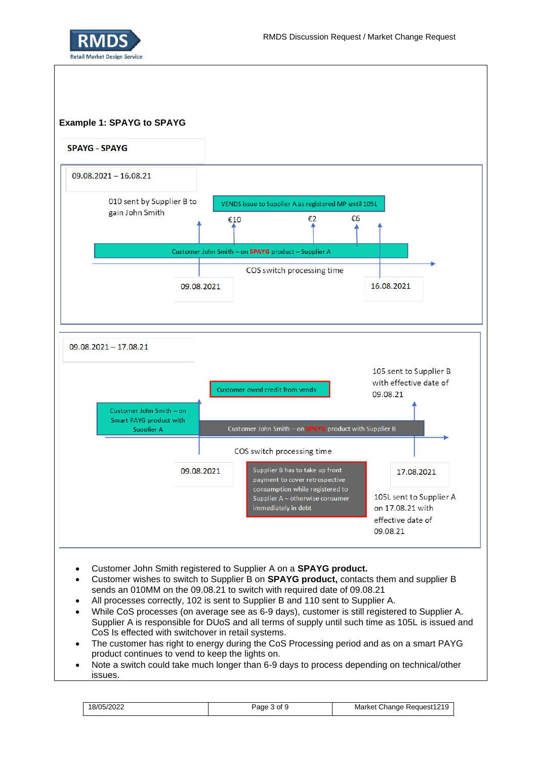### Example 1: SPAYG to SPAYG

**SPAYG - SPAYG**

09.08.2021 – 16.08.21

010 sent by Supplier B to gain John Smith

VENDS issue to Supplier A as registered MP until 105L

€10 €2 €6

Customer John Smith – on SPAYG product – Supplier A

COS switch processing time

09.08.2021 16.08.2021

09.08.2021 – 17.08.21

105 sent to Supplier B with effective date of 09.08.21

Customer owed credit from vends

Customer John Smith – on Smart PAYG product with Supplier A

Customer John Smith – on SPAYG product with Supplier B

COS switch processing time

09.08.2021

Supplier B has to take up front payment to cover retrospective consumption while registered to Supplier A – otherwise consumer immediately in debt

17.08.2021

105L sent to Supplier A on 17.08.21 with effective date of 09.08.21

- Customer John Smith registered to Supplier A on a **SPAYG product.**
- Customer wishes to switch to Supplier B on **SPAYG product,** contacts them and supplier B sends an 010MM on the 09.08.21 to switch with required date of 09.08.21
- All processes correctly, 102 is sent to Supplier B and 110 sent to Supplier A.
- While CoS processes (on average see as 6-9 days), customer is still registered to Supplier A. Supplier A is responsible for DUoS and all terms of supply until such time as 105L is issued and CoS Is effected with switchover in retail systems.
- The customer has right to energy during the CoS Processing period and as on a smart PAYG product continues to vend to keep the lights on.
- Note a switch could take much longer than 6-9 days to process depending on technical/other issues.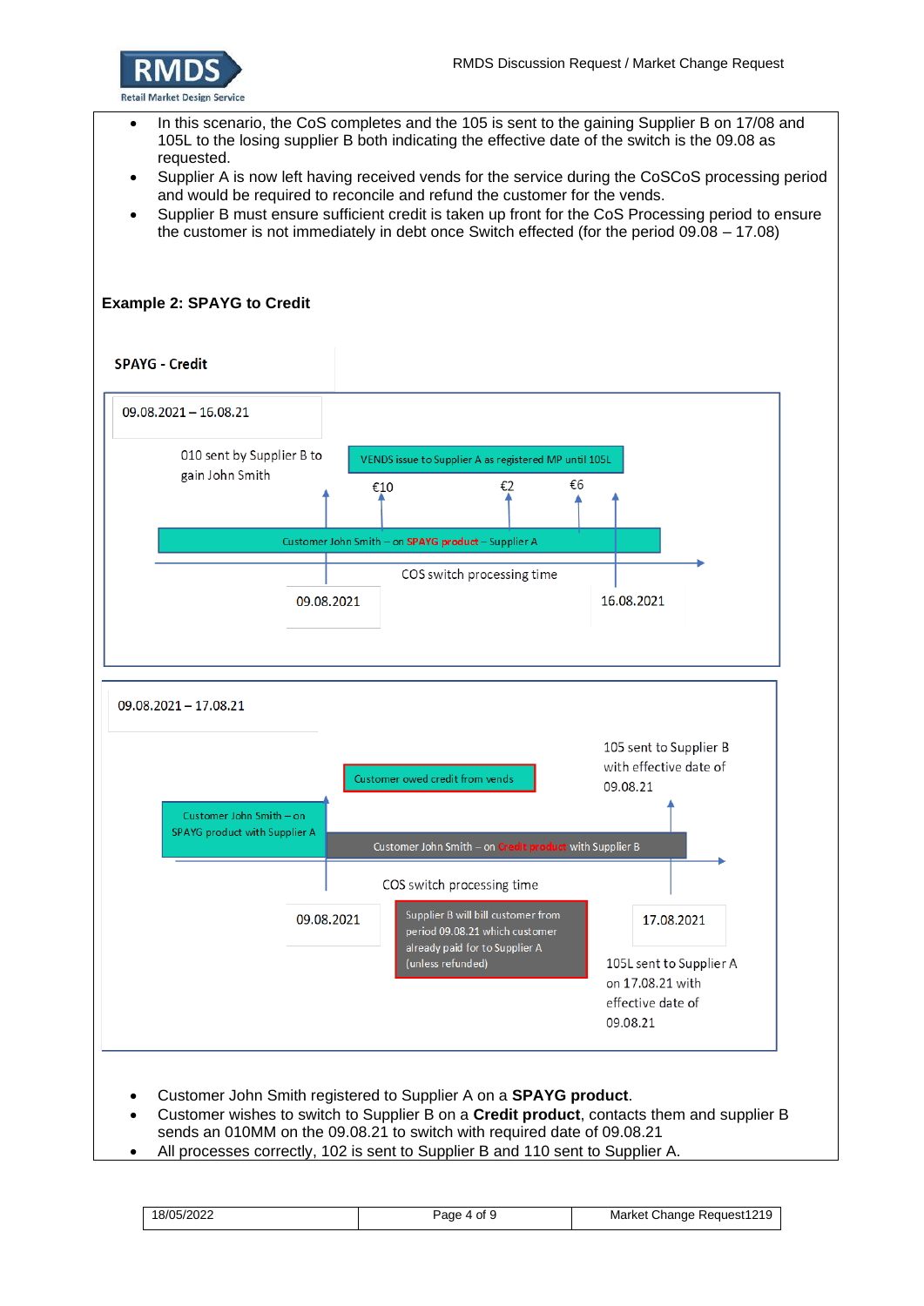- In this scenario, the CoS completes and the 105 is sent to the gaining Supplier B on 17/08 and 105L to the losing supplier B both indicating the effective date of the switch is the 09.08 as requested.
- Supplier A is now left having received vends for the service during the CoSCoS processing period and would be required to reconcile and refund the customer for the vends.
- Supplier B must ensure sufficient credit is taken up front for the CoS Processing period to ensure the customer is not immediately in debt once Switch effected (for the period 09.08 – 17.08)

**Example 2: SPAYG to Credit**

**SPAYG - Credit**

09.08.2021 – 16.08.21

010 sent by Supplier B to gain John Smith

VENDS issue to Supplier A as registered MP until 105L

€10 €2 €6

Customer John Smith – on SPAYG product – Supplier A

COS switch processing time

09.08.2021

16.08.2021

09.08.2021 – 17.08.21

105 sent to Supplier B with effective date of 09.08.21

Customer owed credit from vends

Customer John Smith – on SPAYG product with Supplier A

Customer John Smith – on Credit product with Supplier B

COS switch processing time

09.08.2021

Supplier B will bill customer from period 09.08.21 which customer already paid for to Supplier A (unless refunded)

17.08.2021

105L sent to Supplier A on 17.08.21 with effective date of 09.08.21

- Customer John Smith registered to Supplier A on a **SPAYG product**.
- Customer wishes to switch to Supplier B on a **Credit product**, contacts them and supplier B sends an 010MM on the 09.08.21 to switch with required date of 09.08.21
- All processes correctly, 102 is sent to Supplier B and 110 sent to Supplier A.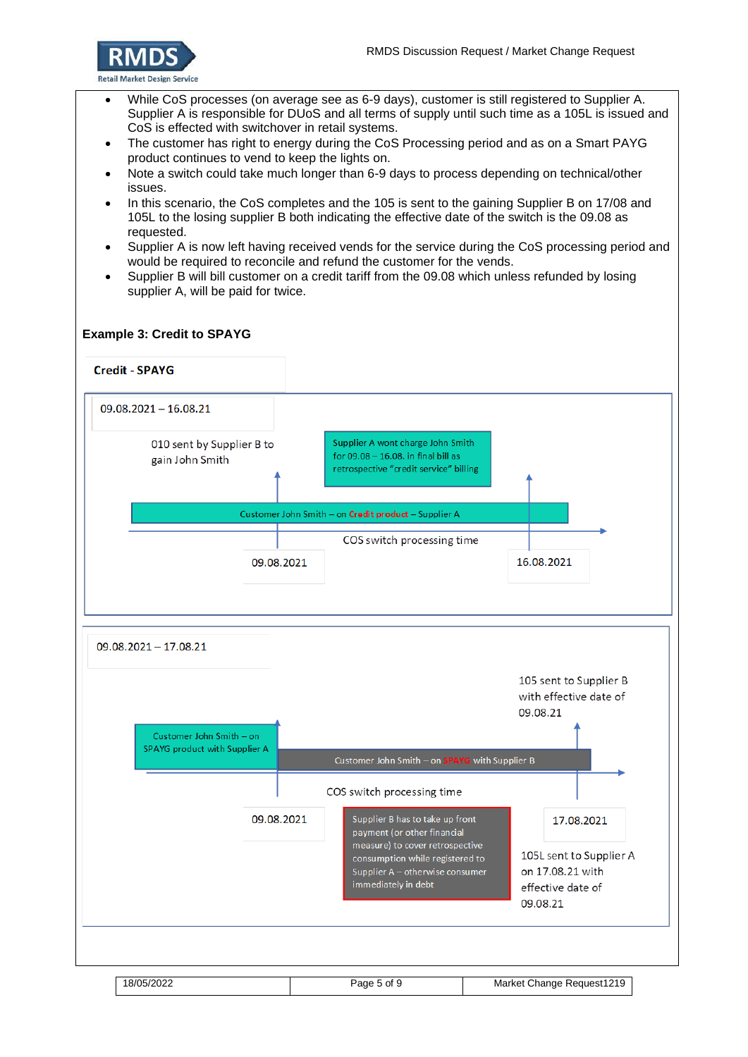- While CoS processes (on average see as 6-9 days), customer is still registered to Supplier A. Supplier A is responsible for DUoS and all terms of supply until such time as a 105L is issued and CoS is effected with switchover in retail systems.
- The customer has right to energy during the CoS Processing period and as on a Smart PAYG product continues to vend to keep the lights on.
- Note a switch could take much longer than 6-9 days to process depending on technical/other issues.
- In this scenario, the CoS completes and the 105 is sent to the gaining Supplier B on 17/08 and 105L to the losing supplier B both indicating the effective date of the switch is the 09.08 as requested.
- Supplier A is now left having received vends for the service during the CoS processing period and would be required to reconcile and refund the customer for the vends.
- Supplier B will bill customer on a credit tariff from the 09.08 which unless refunded by losing supplier A, will be paid for twice.

**Example 3: Credit to SPAYG**

**Credit - SPAYG**

09.08.2021 – 16.08.21

010 sent by Supplier B to gain John Smith

Supplier A wont charge John Smith for 09.08 – 16.08. in final bill as retrospective "credit service" billing

Customer John Smith – on Credit product – Supplier A

COS switch processing time

09.08.2021

16.08.2021

09.08.2021 – 17.08.21

105 sent to Supplier B with effective date of 09.08.21

Customer John Smith – on SPAYG product with Supplier A

Customer John Smith – on SPAYG with Supplier B

COS switch processing time

09.08.2021

Supplier B has to take up front payment (or other financial measure) to cover retrospective consumption while registered to Supplier A – otherwise consumer immediately in debt

17.08.2021

105L sent to Supplier A on 17.08.21 with effective date of 09.08.21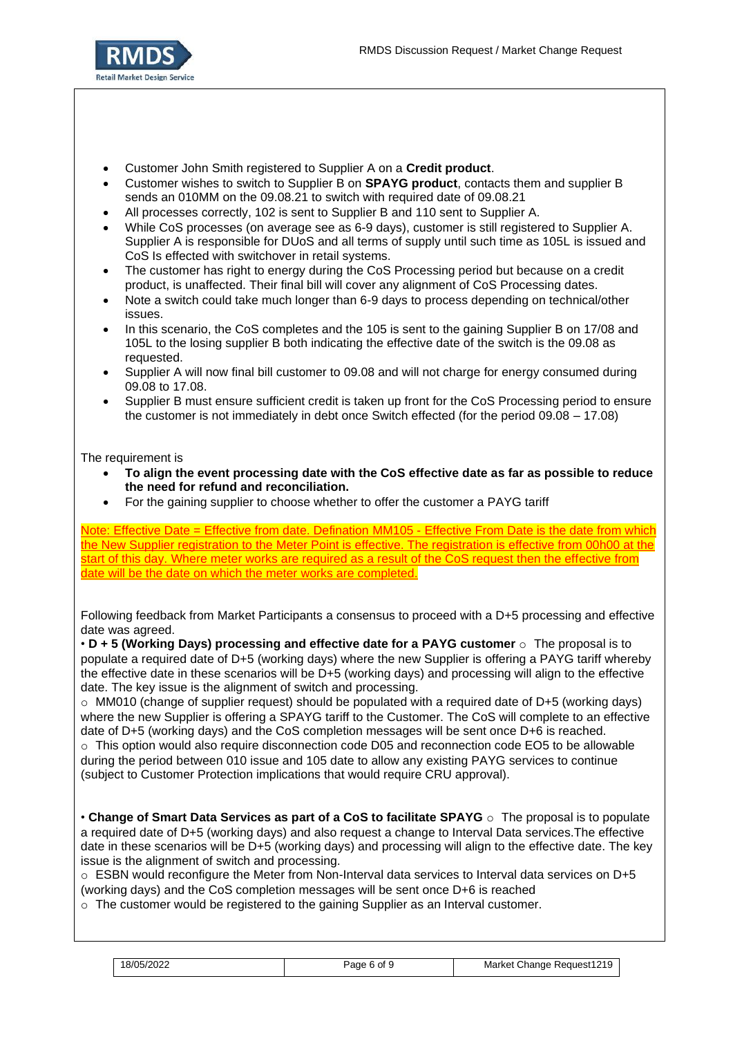- Customer John Smith registered to Supplier A on a **Credit product**.
- Customer wishes to switch to Supplier B on **SPAYG product**, contacts them and supplier B sends an 010MM on the 09.08.21 to switch with required date of 09.08.21
- All processes correctly, 102 is sent to Supplier B and 110 sent to Supplier A.
- While CoS processes (on average see as 6-9 days), customer is still registered to Supplier A. Supplier A is responsible for DUoS and all terms of supply until such time as 105L is issued and CoS Is effected with switchover in retail systems.
- The customer has right to energy during the CoS Processing period but because on a credit product, is unaffected. Their final bill will cover any alignment of CoS Processing dates.
- Note a switch could take much longer than 6-9 days to process depending on technical/other issues.
- In this scenario, the CoS completes and the 105 is sent to the gaining Supplier B on 17/08 and 105L to the losing supplier B both indicating the effective date of the switch is the 09.08 as requested.
- Supplier A will now final bill customer to 09.08 and will not charge for energy consumed during 09.08 to 17.08.
- Supplier B must ensure sufficient credit is taken up front for the CoS Processing period to ensure the customer is not immediately in debt once Switch effected (for the period 09.08 – 17.08)

The requirement is

- **To align the event processing date with the CoS effective date as far as possible to reduce the need for refund and reconciliation.**
- For the gaining supplier to choose whether to offer the customer a PAYG tariff

Note: Effective Date = Effective from date. Defination MM105 - Effective From Date is the date from which the New Supplier registration to the Meter Point is effective. The registration is effective from 00h00 at the start of this day. Where meter works are required as a result of the CoS request then the effective from date will be the date on which the meter works are completed.

Following feedback from Market Participants a consensus to proceed with a D+5 processing and effective date was agreed.

• **D + 5 (Working Days) processing and effective date for a PAYG customer** ○ The proposal is to populate a required date of D+5 (working days) where the new Supplier is offering a PAYG tariff whereby the effective date in these scenarios will be D+5 (working days) and processing will align to the effective date. The key issue is the alignment of switch and processing.

○ MM010 (change of supplier request) should be populated with a required date of D+5 (working days) where the new Supplier is offering a SPAYG tariff to the Customer. The CoS will complete to an effective date of D+5 (working days) and the CoS completion messages will be sent once D+6 is reached.

○ This option would also require disconnection code D05 and reconnection code EO5 to be allowable during the period between 010 issue and 105 date to allow any existing PAYG services to continue (subject to Customer Protection implications that would require CRU approval).

• **Change of Smart Data Services as part of a CoS to facilitate SPAYG** ○ The proposal is to populate a required date of D+5 (working days) and also request a change to Interval Data services.The effective date in these scenarios will be D+5 (working days) and processing will align to the effective date. The key issue is the alignment of switch and processing.

○ ESBN would reconfigure the Meter from Non-Interval data services to Interval data services on D+5 (working days) and the CoS completion messages will be sent once D+6 is reached

○ The customer would be registered to the gaining Supplier as an Interval customer.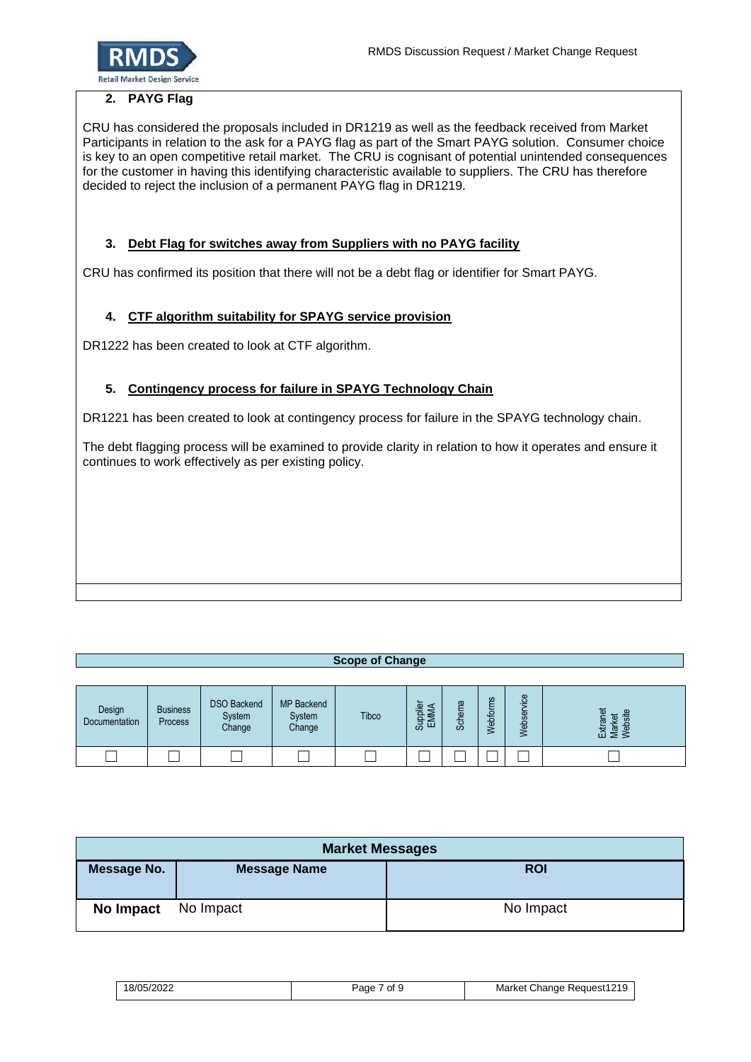### 2. PAYG Flag

CRU has considered the proposals included in DR1219 as well as the feedback received from Market Participants in relation to the ask for a PAYG flag as part of the Smart PAYG solution. Consumer choice is key to an open competitive retail market. The CRU is cognisant of potential unintended consequences for the customer in having this identifying characteristic available to suppliers. The CRU has therefore decided to reject the inclusion of a permanent PAYG flag in DR1219.

### 3. Debt Flag for switches away from Suppliers with no PAYG facility

CRU has confirmed its position that there will not be a debt flag or identifier for Smart PAYG.

### 4. CTF algorithm suitability for SPAYG service provision

DR1222 has been created to look at CTF algorithm.

### 5. Contingency process for failure in SPAYG Technology Chain

DR1221 has been created to look at contingency process for failure in the SPAYG technology chain.

The debt flagging process will be examined to provide clarity in relation to how it operates and ensure it continues to work effectively as per existing policy.

**Scope of Change**

| Design Documentation | Business Process | DSO Backend System Change | MP Backend System Change | Tibco | Supplier EMMA | Schema | Webforms | Webservice | Extranet Market Website |
|---|---|---|---|---|---|---|---|---|---|
| ☐ | ☐ | ☐ | ☐ | ☐ | ☐ | ☐ | ☐ | ☐ | ☐ |

| Market Messages | | |
|---|---|---|
| **Message No.** | **Message Name** | **ROI** |
| **No Impact** | No Impact | No Impact |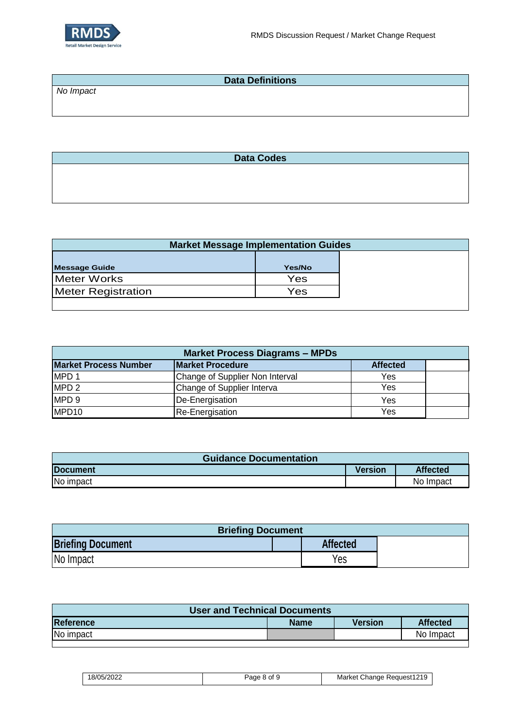## Data Definitions

*No Impact*

## Data Codes

## Market Message Implementation Guides

| Message Guide | Yes/No |
|---|---|
| Meter Works | Yes |
| Meter Registration | Yes |

## Market Process Diagrams – MPDs

| Market Process Number | Market Procedure | Affected |
|---|---|---|
| MPD 1 | Change of Supplier Non Interval | Yes |
| MPD 2 | Change of Supplier Interva | Yes |
| MPD 9 | De-Energisation | Yes |
| MPD10 | Re-Energisation | Yes |

## Guidance Documentation

| Document | Version | Affected |
|---|---|---|
| No impact | | No Impact |

## Briefing Document

| Briefing Document | | Affected |
|---|---|---|
| No Impact | | Yes |

## User and Technical Documents

| Reference | Name | Version | Affected |
|---|---|---|---|
| No impact | | | No Impact |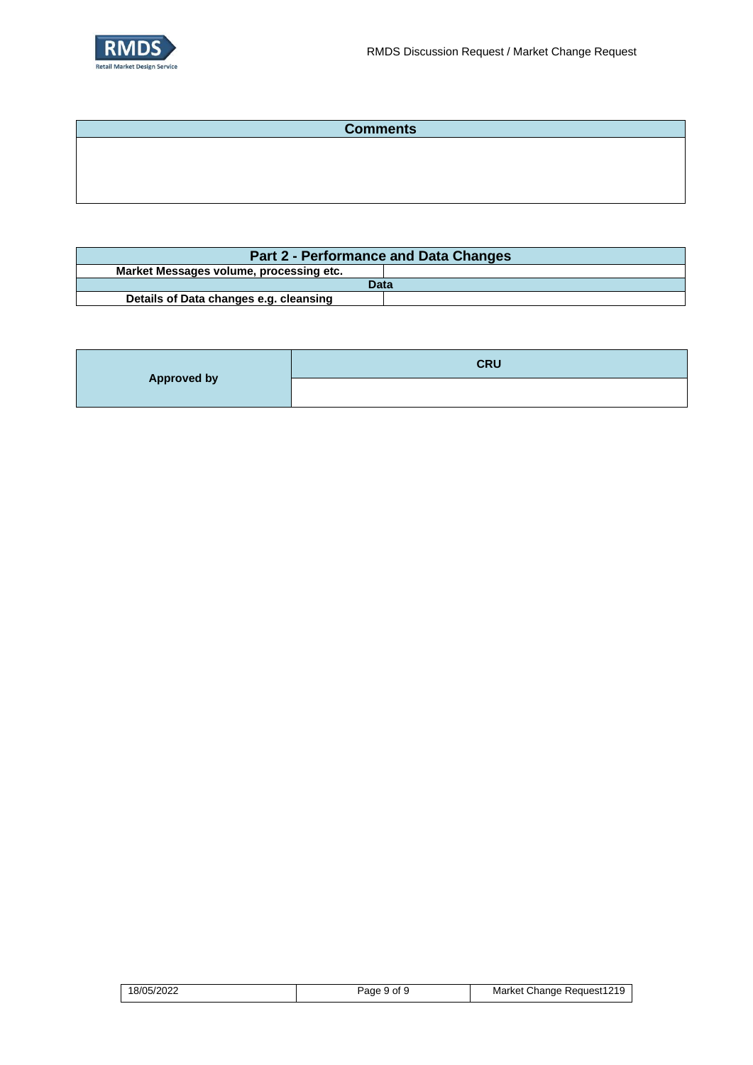| Comments |
| --- |
| |

| Part 2 - Performance and Data Changes | |
| --- | --- |
| **Market Messages volume, processing etc.** | |
| **Data** | |
| **Details of Data changes e.g. cleansing** | |

| **Approved by** | **CRU** |
| --- | --- |
| | |